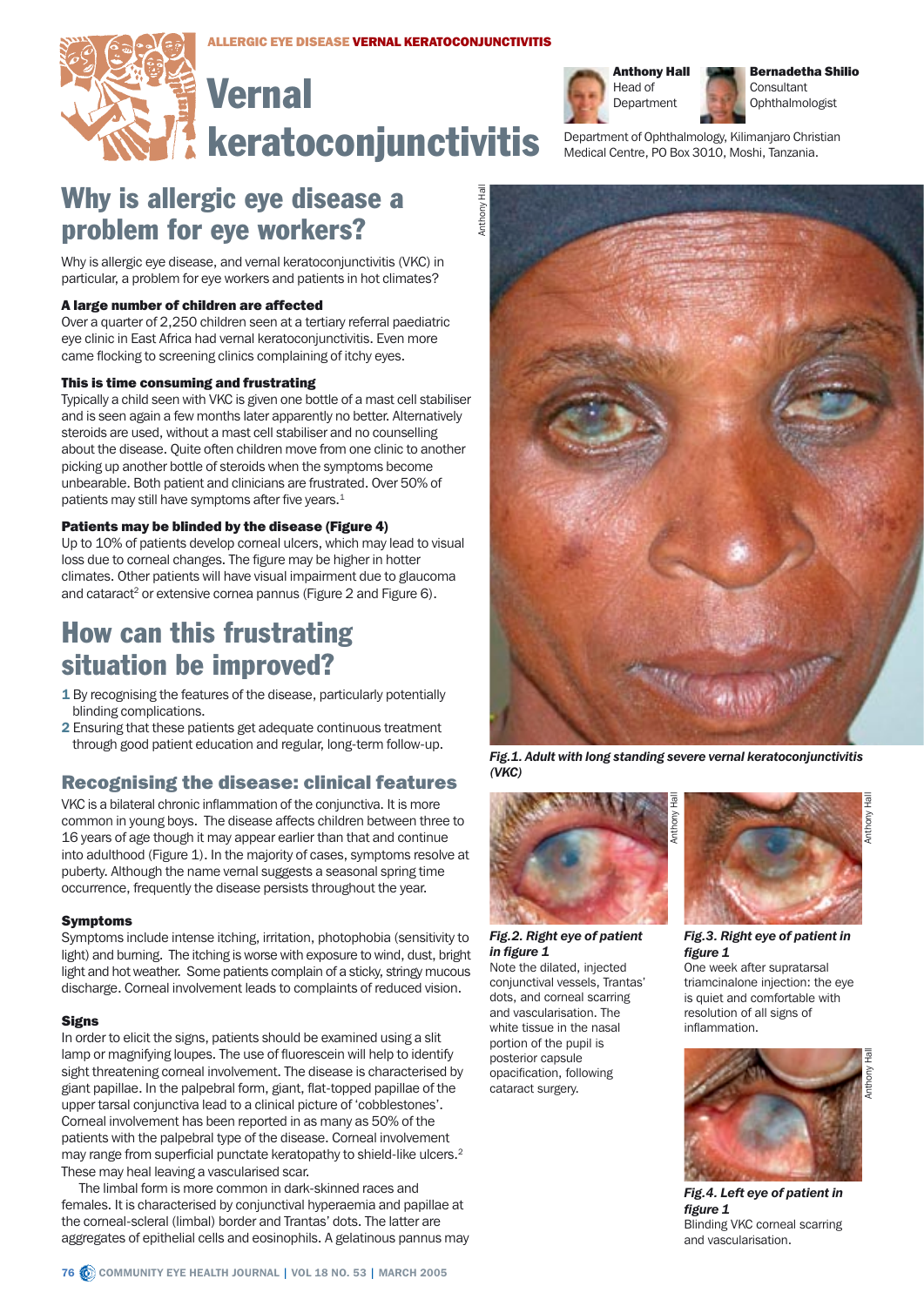ALLERGIC EYE DISEASE **VERNAL KERATOCONJUNCTIVITIS**

# Vernal keratoconjunctivitis

**Anthony Hall**
Head of Department

**Bernadetha Shilio**
Consultant Ophthalmologist

Department of Ophthalmology, Kilimanjaro Christian Medical Centre, PO Box 3010, Moshi, Tanzania.

## Why is allergic eye disease a problem for eye workers?

Why is allergic eye disease, and vernal keratoconjunctivitis (VKC) in particular, a problem for eye workers and patients in hot climates?

#### A large number of children are affected

Over a quarter of 2,250 children seen at a tertiary referral paediatric eye clinic in East Africa had vernal keratoconjunctivitis. Even more came flocking to screening clinics complaining of itchy eyes.

#### This is time consuming and frustrating

Typically a child seen with VKC is given one bottle of a mast cell stabiliser and is seen again a few months later apparently no better. Alternatively steroids are used, without a mast cell stabiliser and no counselling about the disease. Quite often children move from one clinic to another picking up another bottle of steroids when the symptoms become unbearable. Both patient and clinicians are frustrated. Over 50% of patients may still have symptoms after five years.[1]

#### Patients may be blinded by the disease (Figure 4)

Up to 10% of patients develop corneal ulcers, which may lead to visual loss due to corneal changes. The figure may be higher in hotter climates. Other patients will have visual impairment due to glaucoma and cataract[2] or extensive cornea pannus (Figure 2 and Figure 6).

## How can this frustrating situation be improved?

1. By recognising the features of the disease, particularly potentially blinding complications.
2. Ensuring that these patients get adequate continuous treatment through good patient education and regular, long-term follow-up.

### Recognising the disease: clinical features

VKC is a bilateral chronic inflammation of the conjunctiva. It is more common in young boys. The disease affects children between three to 16 years of age though it may appear earlier than that and continue into adulthood (Figure 1). In the majority of cases, symptoms resolve at puberty. Although the name vernal suggests a seasonal spring time occurrence, frequently the disease persists throughout the year.

#### Symptoms

Symptoms include intense itching, irritation, photophobia (sensitivity to light) and burning. The itching is worse with exposure to wind, dust, bright light and hot weather. Some patients complain of a sticky, stringy mucous discharge. Corneal involvement leads to complaints of reduced vision.

#### Signs

In order to elicit the signs, patients should be examined using a slit lamp or magnifying loupes. The use of fluorescein will help to identify sight threatening corneal involvement. The disease is characterised by giant papillae. In the palpebral form, giant, flat-topped papillae of the upper tarsal conjunctiva lead to a clinical picture of 'cobblestones'. Corneal involvement has been reported in as many as 50% of the patients with the palpebral type of the disease. Corneal involvement may range from superficial punctate keratopathy to shield-like ulcers.[2] These may heal leaving a vascularised scar.

The limbal form is more common in dark-skinned races and females. It is characterised by conjunctival hyperaemia and papillae at the corneal-scleral (limbal) border and Trantas' dots. The latter are aggregates of epithelial cells and eosinophils. A gelatinous pannus may

Anthony Hall

***Fig.1. Adult with long standing severe vernal keratoconjunctivitis (VKC)***

Anthony Hall

***Fig.2. Right eye of patient in figure 1***
Note the dilated, injected conjunctival vessels, Trantas' dots, and corneal scarring and vascularisation. The white tissue in the nasal portion of the pupil is posterior capsule opacification, following cataract surgery.

Anthony Hall

***Fig.3. Right eye of patient in figure 1***
One week after supratarsal triamcinalone injection: the eye is quiet and comfortable with resolution of all signs of inflammation.

Anthony Hall

***Fig.4. Left eye of patient in figure 1***
Blinding VKC corneal scarring and vascularisation.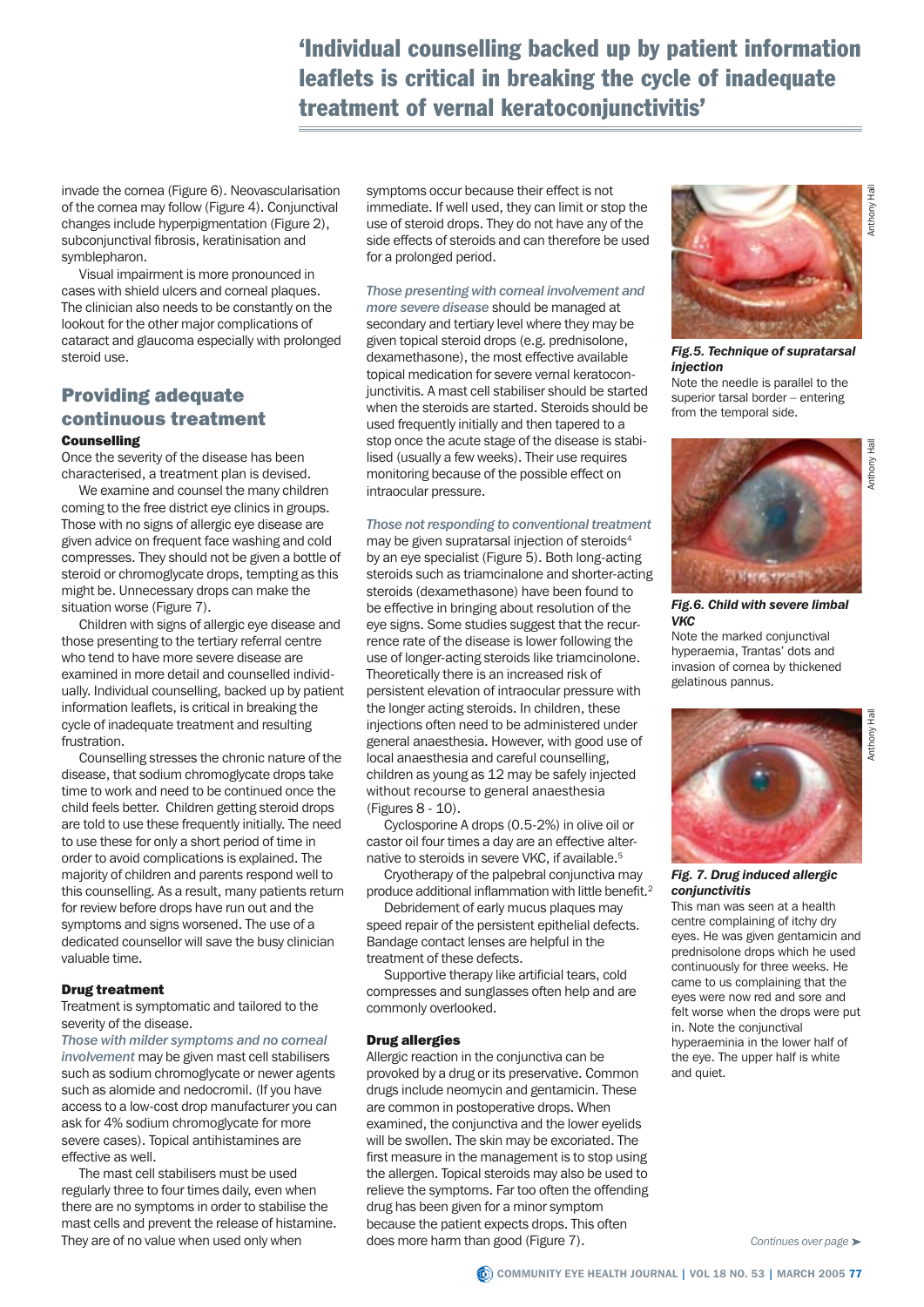> 'Individual counselling backed up by patient information leaflets is critical in breaking the cycle of inadequate treatment of vernal keratoconjunctivitis'

invade the cornea (Figure 6). Neovascularisation of the cornea may follow (Figure 4). Conjunctival changes include hyperpigmentation (Figure 2), subconjunctival fibrosis, keratinisation and symblepharon.

Visual impairment is more pronounced in cases with shield ulcers and corneal plaques. The clinician also needs to be constantly on the lookout for the other major complications of cataract and glaucoma especially with prolonged steroid use.

## Providing adequate continuous treatment

### Counselling

Once the severity of the disease has been characterised, a treatment plan is devised.

We examine and counsel the many children coming to the free district eye clinics in groups. Those with no signs of allergic eye disease are given advice on frequent face washing and cold compresses. They should not be given a bottle of steroid or chromoglycate drops, tempting as this might be. Unnecessary drops can make the situation worse (Figure 7).

Children with signs of allergic eye disease and those presenting to the tertiary referral centre who tend to have more severe disease are examined in more detail and counselled individually. Individual counselling, backed up by patient information leaflets, is critical in breaking the cycle of inadequate treatment and resulting frustration.

Counselling stresses the chronic nature of the disease, that sodium chromoglycate drops take time to work and need to be continued once the child feels better. Children getting steroid drops are told to use these frequently initially. The need to use these for only a short period of time in order to avoid complications is explained. The majority of children and parents respond well to this counselling. As a result, many patients return for review before drops have run out and the symptoms and signs worsened. The use of a dedicated counsellor will save the busy clinician valuable time.

### Drug treatment

Treatment is symptomatic and tailored to the severity of the disease.

*Those with milder symptoms and no corneal involvement* may be given mast cell stabilisers such as sodium chromoglycate or newer agents such as alomide and nedocromil. (If you have access to a low-cost drop manufacturer you can ask for 4% sodium chromoglycate for more severe cases). Topical antihistamines are effective as well.

The mast cell stabilisers must be used regularly three to four times daily, even when there are no symptoms in order to stabilise the mast cells and prevent the release of histamine. They are of no value when used only when symptoms occur because their effect is not immediate. If well used, they can limit or stop the use of steroid drops. They do not have any of the side effects of steroids and can therefore be used for a prolonged period.

*Those presenting with corneal involvement and more severe disease* should be managed at secondary and tertiary level where they may be given topical steroid drops (e.g. prednisolone, dexamethasone), the most effective available topical medication for severe vernal keratoconjunctivitis. A mast cell stabiliser should be started when the steroids are started. Steroids should be used frequently initially and then tapered to a stop once the acute stage of the disease is stabilised (usually a few weeks). Their use requires monitoring because of the possible effect on intraocular pressure.

*Those not responding to conventional treatment* may be given supratarsal injection of steroids[4] by an eye specialist (Figure 5). Both long-acting steroids such as triamcinalone and shorter-acting steroids (dexamethasone) have been found to be effective in bringing about resolution of the eye signs. Some studies suggest that the recurrence rate of the disease is lower following the use of longer-acting steroids like triamcinolone. Theoretically there is an increased risk of persistent elevation of intraocular pressure with the longer acting steroids. In children, these injections often need to be administered under general anaesthesia. However, with good use of local anaesthesia and careful counselling, children as young as 12 may be safely injected without recourse to general anaesthesia (Figures 8 - 10).

Cyclosporine A drops (0.5-2%) in olive oil or castor oil four times a day are an effective alternative to steroids in severe VKC, if available.[5]

Cryotherapy of the palpebral conjunctiva may produce additional inflammation with little benefit.[2]

Debridement of early mucus plaques may speed repair of the persistent epithelial defects. Bandage contact lenses are helpful in the treatment of these defects.

Supportive therapy like artificial tears, cold compresses and sunglasses often help and are commonly overlooked.

### Drug allergies

Allergic reaction in the conjunctiva can be provoked by a drug or its preservative. Common drugs include neomycin and gentamicin. These are common in postoperative drops. When examined, the conjunctiva and the lower eyelids will be swollen. The skin may be excoriated. The first measure in the management is to stop using the allergen. Topical steroids may also be used to relieve the symptoms. Far too often the offending drug has been given for a minor symptom because the patient expects drops. This often does more harm than good (Figure 7).

***Fig.5. Technique of supratarsal injection***

Note the needle is parallel to the superior tarsal border – entering from the temporal side.

Anthony Hall

***Fig.6. Child with severe limbal VKC***

Note the marked conjunctival hyperaemia, Trantas' dots and invasion of cornea by thickened gelatinous pannus.

Anthony Hall

***Fig. 7. Drug induced allergic conjunctivitis***

This man was seen at a health centre complaining of itchy dry eyes. He was given gentamicin and prednisolone drops which he used continuously for three weeks. He came to us complaining that the eyes were now red and sore and felt worse when the drops were put in. Note the conjunctival hyperaeminia in the lower half of the eye. The upper half is white and quiet.

Anthony Hall

*Continues over page ➤*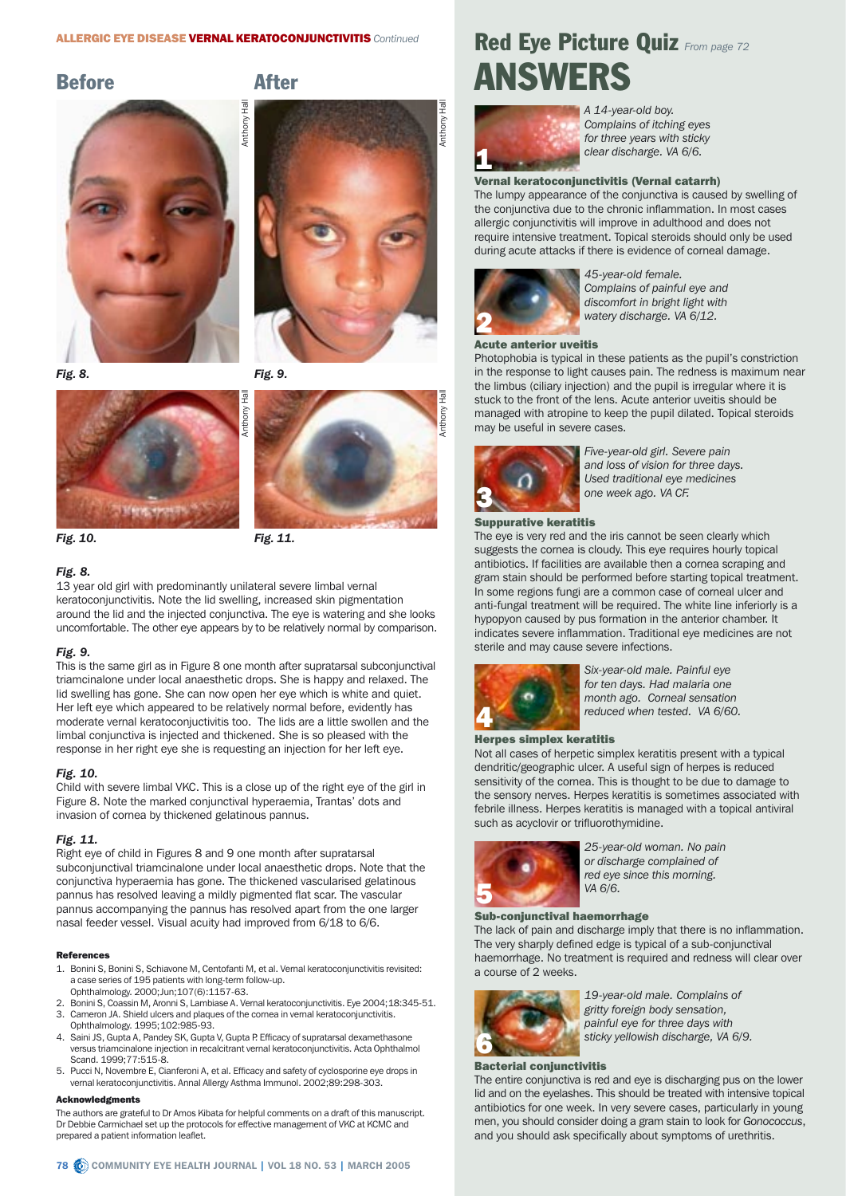## Before

## After

*Fig. 8.*

*Fig. 9.*

*Fig. 10.*

*Fig. 11.*

### *Fig. 8.*

13 year old girl with predominantly unilateral severe limbal vernal keratoconjunctivitis. Note the lid swelling, increased skin pigmentation around the lid and the injected conjunctiva. The eye is watering and she looks uncomfortable. The other eye appears by to be relatively normal by comparison.

### *Fig. 9.*

This is the same girl as in Figure 8 one month after supratarsal subconjunctival triamcinalone under local anaesthetic drops. She is happy and relaxed. The lid swelling has gone. She can now open her eye which is white and quiet. Her left eye which appeared to be relatively normal before, evidently has moderate vernal keratoconjunctivitis too. The lids are a little swollen and the limbal conjunctiva is injected and thickened. She is so pleased with the response in her right eye she is requesting an injection for her left eye.

### *Fig. 10.*

Child with severe limbal VKC. This is a close up of the right eye of the girl in Figure 8. Note the marked conjunctival hyperaemia, Trantas' dots and invasion of cornea by thickened gelatinous pannus.

### *Fig. 11.*

Right eye of child in Figures 8 and 9 one month after supratarsal subconjunctival triamcinalone under local anaesthetic drops. Note that the conjunctiva hyperaemia has gone. The thickened vascularised gelatinous pannus has resolved leaving a mildly pigmented flat scar. The vascular pannus accompanying the pannus has resolved apart from the one larger nasal feeder vessel. Visual acuity had improved from 6/18 to 6/6.

#### References

1. Bonini S, Bonini S, Schiavone M, Centofanti M, et al. Vernal keratoconjunctivitis revisited: a case series of 195 patients with long-term follow-up. Ophthalmology. 2000;Jun;107(6):1157-63.
2. Bonini S, Coassin M, Aronni S, Lambiase A. Vernal keratoconjunctivitis. Eye 2004;18:345-51.
3. Cameron JA. Shield ulcers and plaques of the cornea in vernal keratoconjunctivitis. Ophthalmology. 1995;102:985-93.
4. Saini JS, Gupta A, Pandey SK, Gupta V, Gupta P. Efficacy of supratarsal dexamethasone versus triamcinalone injection in recalcitrant vernal keratoconjunctivitis. Acta Ophthalmol Scand. 1999;77:515-8.
5. Pucci N, Novembre E, Cianferoni A, et al. Efficacy and safety of cyclosporine eye drops in vernal keratoconjunctivitis. Annal Allergy Asthma Immunol. 2002;89:298-303.

#### Acknowledgments

The authors are grateful to Dr Amos Kibata for helpful comments on a draft of this manuscript. Dr Debbie Carmichael set up the protocols for effective management of VKC at KCMC and prepared a patient information leaflet.

# Red Eye Picture Quiz *From page 72*

# ANSWERS

**1**

*A 14-year-old boy. Complains of itching eyes for three years with sticky clear discharge. VA 6/6.*

#### Vernal keratoconjunctivitis (Vernal catarrh)

The lumpy appearance of the conjunctiva is caused by swelling of the conjunctiva due to the chronic inflammation. In most cases allergic conjunctivitis will improve in adulthood and does not require intensive treatment. Topical steroids should only be used during acute attacks if there is evidence of corneal damage.

**2**

*45-year-old female. Complains of painful eye and discomfort in bright light with watery discharge. VA 6/12.*

#### Acute anterior uveitis

Photophobia is typical in these patients as the pupil's constriction in the response to light causes pain. The redness is maximum near the limbus (ciliary injection) and the pupil is irregular where it is stuck to the front of the lens. Acute anterior uveitis should be managed with atropine to keep the pupil dilated. Topical steroids may be useful in severe cases.

**3**

*Five-year-old girl. Severe pain and loss of vision for three days. Used traditional eye medicines one week ago. VA CF.*

#### Suppurative keratitis

The eye is very red and the iris cannot be seen clearly which suggests the cornea is cloudy. This eye requires hourly topical antibiotics. If facilities are available then a cornea scraping and gram stain should be performed before starting topical treatment. In some regions fungi are a common case of corneal ulcer and anti-fungal treatment will be required. The white line inferiorly is a hypopyon caused by pus formation in the anterior chamber. It indicates severe inflammation. Traditional eye medicines are not sterile and may cause severe infections.

**4**

*Six-year-old male. Painful eye for ten days. Had malaria one month ago. Corneal sensation reduced when tested. VA 6/60.*

#### Herpes simplex keratitis

Not all cases of herpetic simplex keratitis present with a typical dendritic/geographic ulcer. A useful sign of herpes is reduced sensitivity of the cornea. This is thought to be due to damage to the sensory nerves. Herpes keratitis is sometimes associated with febrile illness. Herpes keratitis is managed with a topical antiviral such as acyclovir or trifluorothymidine.

**5**

*25-year-old woman. No pain or discharge complained of red eye since this morning. VA 6/6.*

#### Sub-conjunctival haemorrhage

The lack of pain and discharge imply that there is no inflammation. The very sharply defined edge is typical of a sub-conjunctival haemorrhage. No treatment is required and redness will clear over a course of 2 weeks.

**6**

*19-year-old male. Complains of gritty foreign body sensation, painful eye for three days with sticky yellowish discharge, VA 6/9.*

#### Bacterial conjunctivitis

The entire conjunctiva is red and eye is discharging pus on the lower lid and on the eyelashes. This should be treated with intensive topical antibiotics for one week. In very severe cases, particularly in young men, you should consider doing a gram stain to look for *Gonococcus*, and you should ask specifically about symptoms of urethritis.